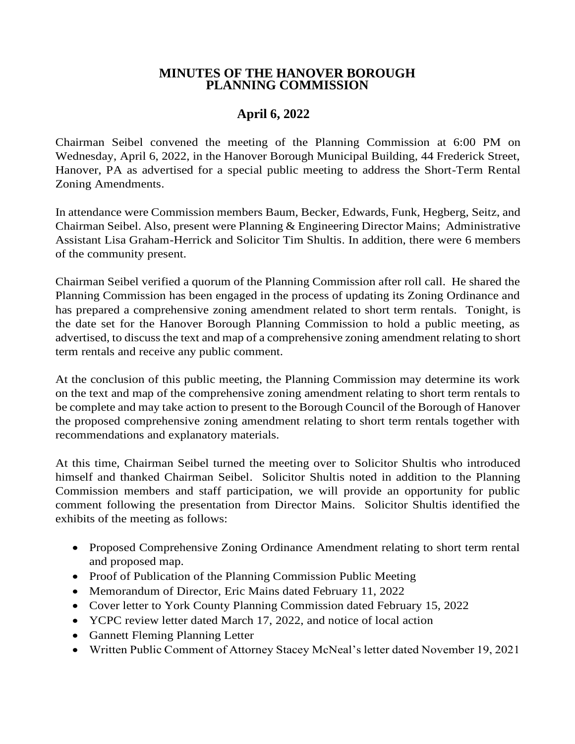# MINUTES OF THE HANOVER BOROUGH PLANNING COMMISSION

## April 6, 2022

Chairman Seibel convened the meeting of the Planning Commission at 6:00 PM on Wednesday, April 6, 2022, in the Hanover Borough Municipal Building, 44 Frederick Street, Hanover, PA as advertised for a special public meeting to address the Short-Term Rental Zoning Amendments.

In attendance were Commission members Baum, Becker, Edwards, Funk, Hegberg, Seitz, and Chairman Seibel. Also, present were Planning & Engineering Director Mains; Administrative Assistant Lisa Graham-Herrick and Solicitor Tim Shultis. In addition, there were 6 members of the community present.

Chairman Seibel verified a quorum of the Planning Commission after roll call. He shared the Planning Commission has been engaged in the process of updating its Zoning Ordinance and has prepared a comprehensive zoning amendment related to short term rentals. Tonight, is the date set for the Hanover Borough Planning Commission to hold a public meeting, as advertised, to discuss the text and map of a comprehensive zoning amendment relating to short term rentals and receive any public comment.

At the conclusion of this public meeting, the Planning Commission may determine its work on the text and map of the comprehensive zoning amendment relating to short term rentals to be complete and may take action to present to the Borough Council of the Borough of Hanover the proposed comprehensive zoning amendment relating to short term rentals together with recommendations and explanatory materials.

At this time, Chairman Seibel turned the meeting over to Solicitor Shultis who introduced himself and thanked Chairman Seibel. Solicitor Shultis noted in addition to the Planning Commission members and staff participation, we will provide an opportunity for public comment following the presentation from Director Mains. Solicitor Shultis identified the exhibits of the meeting as follows:

- Proposed Comprehensive Zoning Ordinance Amendment relating to short term rental and proposed map.
- Proof of Publication of the Planning Commission Public Meeting
- Memorandum of Director, Eric Mains dated February 11, 2022
- Cover letter to York County Planning Commission dated February 15, 2022
- YCPC review letter dated March 17, 2022, and notice of local action
- Gannett Fleming Planning Letter
- Written Public Comment of Attorney Stacey McNeal's letter dated November 19, 2021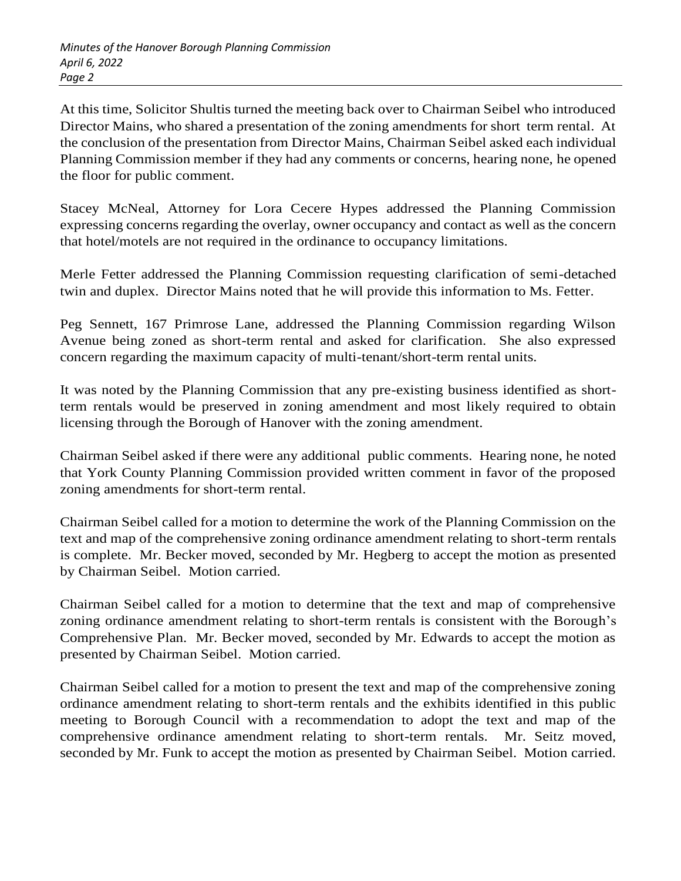At this time, Solicitor Shultis turned the meeting back over to Chairman Seibel who introduced Director Mains, who shared a presentation of the zoning amendments for short term rental. At the conclusion of the presentation from Director Mains, Chairman Seibel asked each individual Planning Commission member if they had any comments or concerns, hearing none, he opened the floor for public comment.

Stacey McNeal, Attorney for Lora Cecere Hypes addressed the Planning Commission expressing concerns regarding the overlay, owner occupancy and contact as well as the concern that hotel/motels are not required in the ordinance to occupancy limitations.

Merle Fetter addressed the Planning Commission requesting clarification of semi-detached twin and duplex. Director Mains noted that he will provide this information to Ms. Fetter.

Peg Sennett, 167 Primrose Lane, addressed the Planning Commission regarding Wilson Avenue being zoned as short-term rental and asked for clarification. She also expressed concern regarding the maximum capacity of multi-tenant/short-term rental units.

It was noted by the Planning Commission that any pre-existing business identified as short-term rentals would be preserved in zoning amendment and most likely required to obtain licensing through the Borough of Hanover with the zoning amendment.

Chairman Seibel asked if there were any additional public comments. Hearing none, he noted that York County Planning Commission provided written comment in favor of the proposed zoning amendments for short-term rental.

Chairman Seibel called for a motion to determine the work of the Planning Commission on the text and map of the comprehensive zoning ordinance amendment relating to short-term rentals is complete. Mr. Becker moved, seconded by Mr. Hegberg to accept the motion as presented by Chairman Seibel. Motion carried.

Chairman Seibel called for a motion to determine that the text and map of comprehensive zoning ordinance amendment relating to short-term rentals is consistent with the Borough's Comprehensive Plan. Mr. Becker moved, seconded by Mr. Edwards to accept the motion as presented by Chairman Seibel. Motion carried.

Chairman Seibel called for a motion to present the text and map of the comprehensive zoning ordinance amendment relating to short-term rentals and the exhibits identified in this public meeting to Borough Council with a recommendation to adopt the text and map of the comprehensive ordinance amendment relating to short-term rentals. Mr. Seitz moved, seconded by Mr. Funk to accept the motion as presented by Chairman Seibel. Motion carried.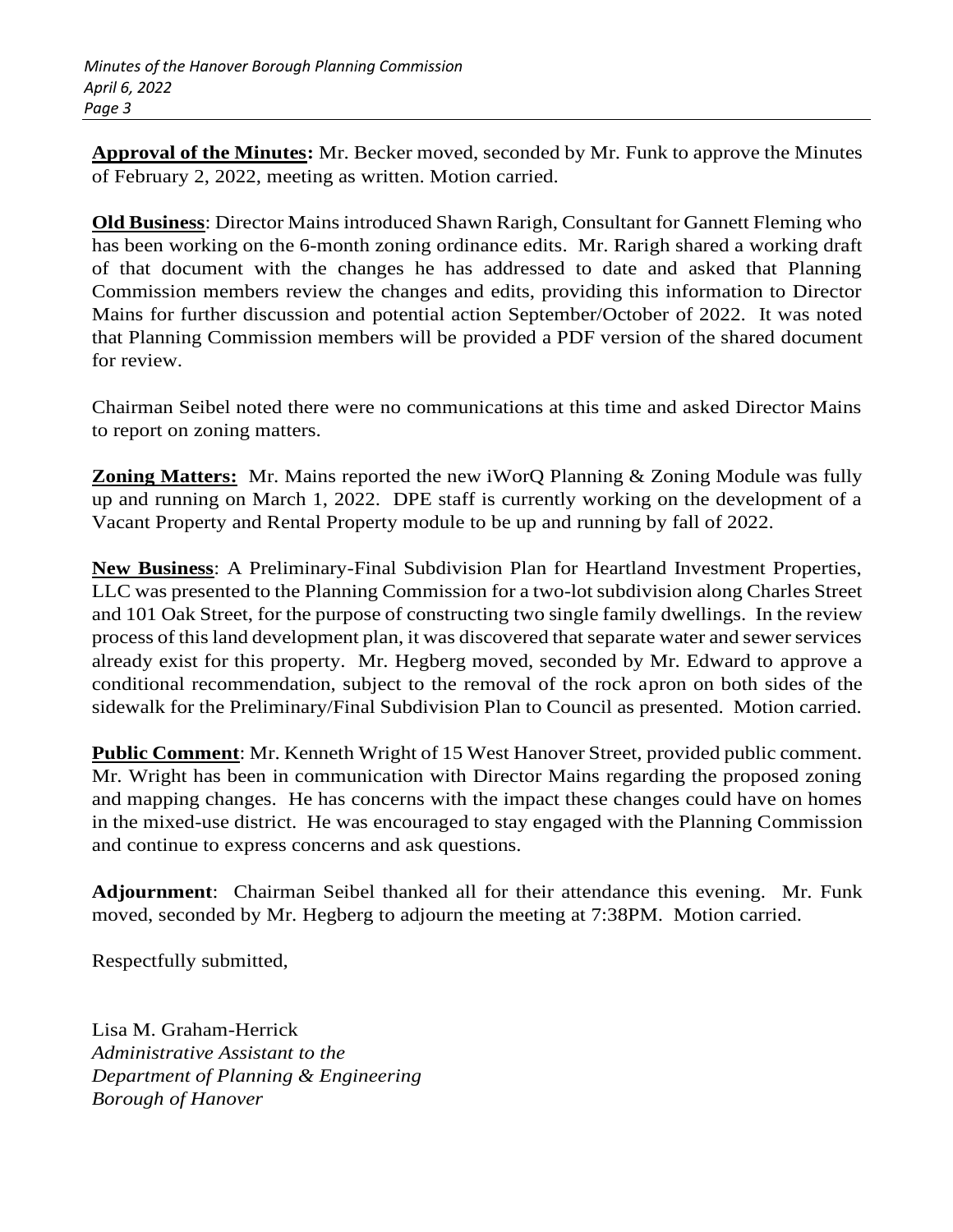**Approval of the Minutes:** Mr. Becker moved, seconded by Mr. Funk to approve the Minutes of February 2, 2022, meeting as written. Motion carried.

**Old Business**: Director Mains introduced Shawn Rarigh, Consultant for Gannett Fleming who has been working on the 6-month zoning ordinance edits. Mr. Rarigh shared a working draft of that document with the changes he has addressed to date and asked that Planning Commission members review the changes and edits, providing this information to Director Mains for further discussion and potential action September/October of 2022. It was noted that Planning Commission members will be provided a PDF version of the shared document for review.

Chairman Seibel noted there were no communications at this time and asked Director Mains to report on zoning matters.

**Zoning Matters:** Mr. Mains reported the new iWorQ Planning & Zoning Module was fully up and running on March 1, 2022. DPE staff is currently working on the development of a Vacant Property and Rental Property module to be up and running by fall of 2022.

**New Business**: A Preliminary-Final Subdivision Plan for Heartland Investment Properties, LLC was presented to the Planning Commission for a two-lot subdivision along Charles Street and 101 Oak Street, for the purpose of constructing two single family dwellings. In the review process of this land development plan, it was discovered that separate water and sewer services already exist for this property. Mr. Hegberg moved, seconded by Mr. Edward to approve a conditional recommendation, subject to the removal of the rock apron on both sides of the sidewalk for the Preliminary/Final Subdivision Plan to Council as presented. Motion carried.

**Public Comment**: Mr. Kenneth Wright of 15 West Hanover Street, provided public comment. Mr. Wright has been in communication with Director Mains regarding the proposed zoning and mapping changes. He has concerns with the impact these changes could have on homes in the mixed-use district. He was encouraged to stay engaged with the Planning Commission and continue to express concerns and ask questions.

**Adjournment**: Chairman Seibel thanked all for their attendance this evening. Mr. Funk moved, seconded by Mr. Hegberg to adjourn the meeting at 7:38PM. Motion carried.

Respectfully submitted,

Lisa M. Graham-Herrick
*Administrative Assistant to the*
*Department of Planning & Engineering*
*Borough of Hanover*